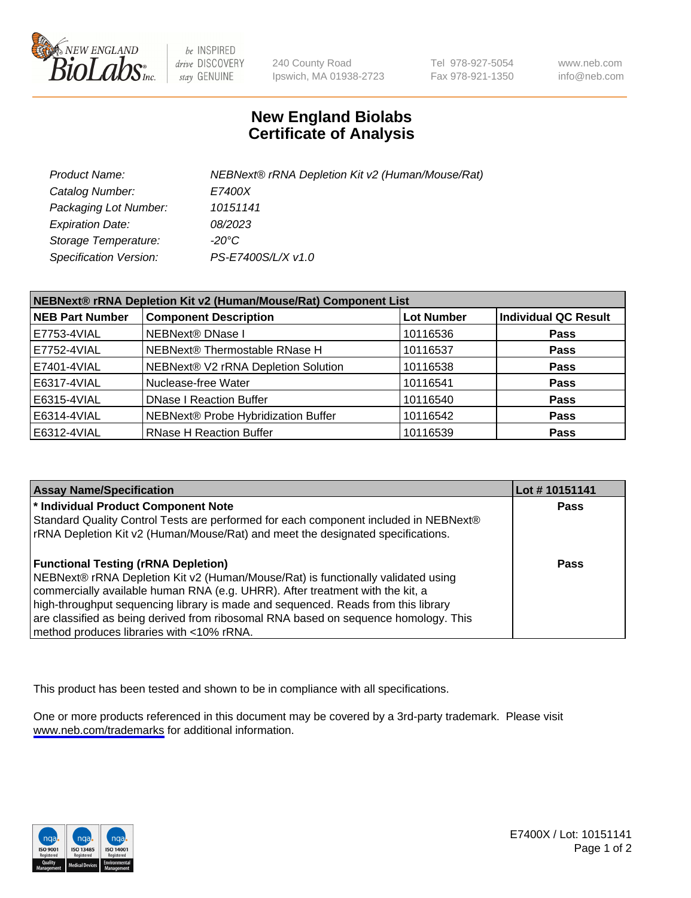# New England Biolabs
# Certificate of Analysis

| | |
|---|---|
| *Product Name:* | *NEBNext® rRNA Depletion Kit v2 (Human/Mouse/Rat)* |
| *Catalog Number:* | *E7400X* |
| *Packaging Lot Number:* | *10151141* |
| *Expiration Date:* | *08/2023* |
| *Storage Temperature:* | *-20°C* |
| *Specification Version:* | *PS-E7400S/L/X v1.0* |

| NEBNext® rRNA Depletion Kit v2 (Human/Mouse/Rat) Component List | | | |
|---|---|---|---|
| **NEB Part Number** | **Component Description** | **Lot Number** | **Individual QC Result** |
| E7753-4VIAL | NEBNext® DNase I | 10116536 | **Pass** |
| E7752-4VIAL | NEBNext® Thermostable RNase H | 10116537 | **Pass** |
| E7401-4VIAL | NEBNext® V2 rRNA Depletion Solution | 10116538 | **Pass** |
| E6317-4VIAL | Nuclease-free Water | 10116541 | **Pass** |
| E6315-4VIAL | DNase I Reaction Buffer | 10116540 | **Pass** |
| E6314-4VIAL | NEBNext® Probe Hybridization Buffer | 10116542 | **Pass** |
| E6312-4VIAL | RNase H Reaction Buffer | 10116539 | **Pass** |

| Assay Name/Specification | Lot # 10151141 |
|---|---|
| **\* Individual Product Component Note**<br>Standard Quality Control Tests are performed for each component included in NEBNext® rRNA Depletion Kit v2 (Human/Mouse/Rat) and meet the designated specifications. | **Pass** |
| **Functional Testing (rRNA Depletion)**<br>NEBNext® rRNA Depletion Kit v2 (Human/Mouse/Rat) is functionally validated using commercially available human RNA (e.g. UHRR). After treatment with the kit, a high-throughput sequencing library is made and sequenced. Reads from this library are classified as being derived from ribosomal RNA based on sequence homology. This method produces libraries with <10% rRNA. | **Pass** |

This product has been tested and shown to be in compliance with all specifications.

One or more products referenced in this document may be covered by a 3rd-party trademark. Please visit www.neb.com/trademarks for additional information.

E7400X / Lot: 10151141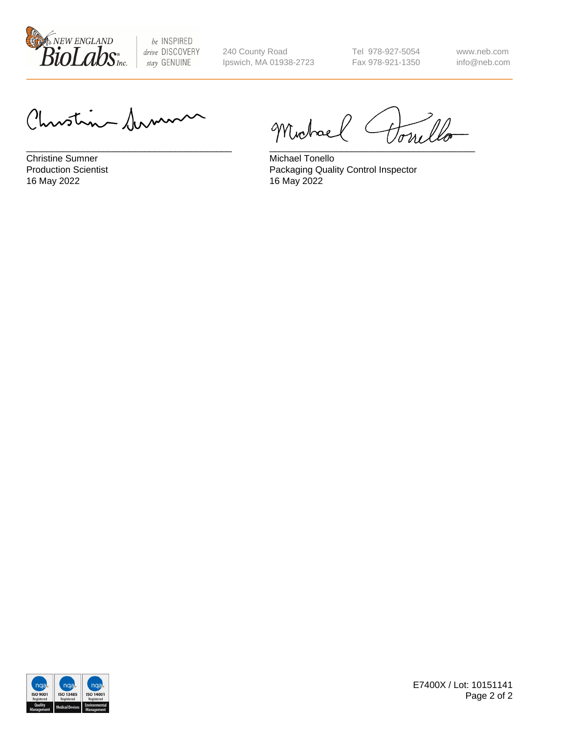Christine Sumner
Production Scientist
16 May 2022

Michael Tonello
Packaging Quality Control Inspector
16 May 2022

E7400X / Lot: 10151141